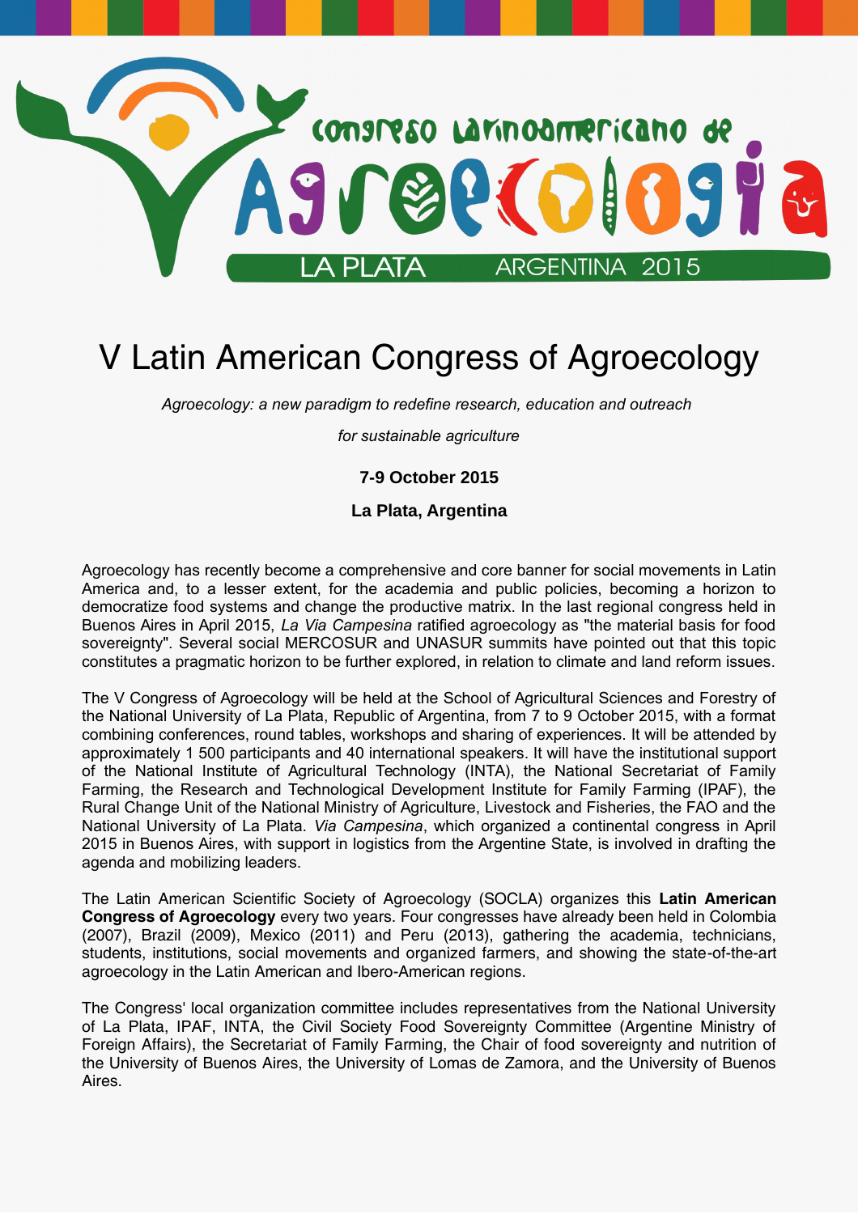Congreso Latinoamericano de Agroecologia

LA PLATA ARGENTINA 2015

# V Latin American Congress of Agroecology

*Agroecology: a new paradigm to redefine research, education and outreach*

*for sustainable agriculture*

**7-9 October 2015**

**La Plata, Argentina**

Agroecology has recently become a comprehensive and core banner for social movements in Latin America and, to a lesser extent, for the academia and public policies, becoming a horizon to democratize food systems and change the productive matrix. In the last regional congress held in Buenos Aires in April 2015, *La Via Campesina* ratified agroecology as "the material basis for food sovereignty". Several social MERCOSUR and UNASUR summits have pointed out that this topic constitutes a pragmatic horizon to be further explored, in relation to climate and land reform issues.

The V Congress of Agroecology will be held at the School of Agricultural Sciences and Forestry of the National University of La Plata, Republic of Argentina, from 7 to 9 October 2015, with a format combining conferences, round tables, workshops and sharing of experiences. It will be attended by approximately 1 500 participants and 40 international speakers. It will have the institutional support of the National Institute of Agricultural Technology (INTA), the National Secretariat of Family Farming, the Research and Technological Development Institute for Family Farming (IPAF), the Rural Change Unit of the National Ministry of Agriculture, Livestock and Fisheries, the FAO and the National University of La Plata. *Via Campesina*, which organized a continental congress in April 2015 in Buenos Aires, with support in logistics from the Argentine State, is involved in drafting the agenda and mobilizing leaders.

The Latin American Scientific Society of Agroecology (SOCLA) organizes this **Latin American Congress of Agroecology** every two years. Four congresses have already been held in Colombia (2007), Brazil (2009), Mexico (2011) and Peru (2013), gathering the academia, technicians, students, institutions, social movements and organized farmers, and showing the state-of-the-art agroecology in the Latin American and Ibero-American regions.

The Congress' local organization committee includes representatives from the National University of La Plata, IPAF, INTA, the Civil Society Food Sovereignty Committee (Argentine Ministry of Foreign Affairs), the Secretariat of Family Farming, the Chair of food sovereignty and nutrition of the University of Buenos Aires, the University of Lomas de Zamora, and the University of Buenos Aires.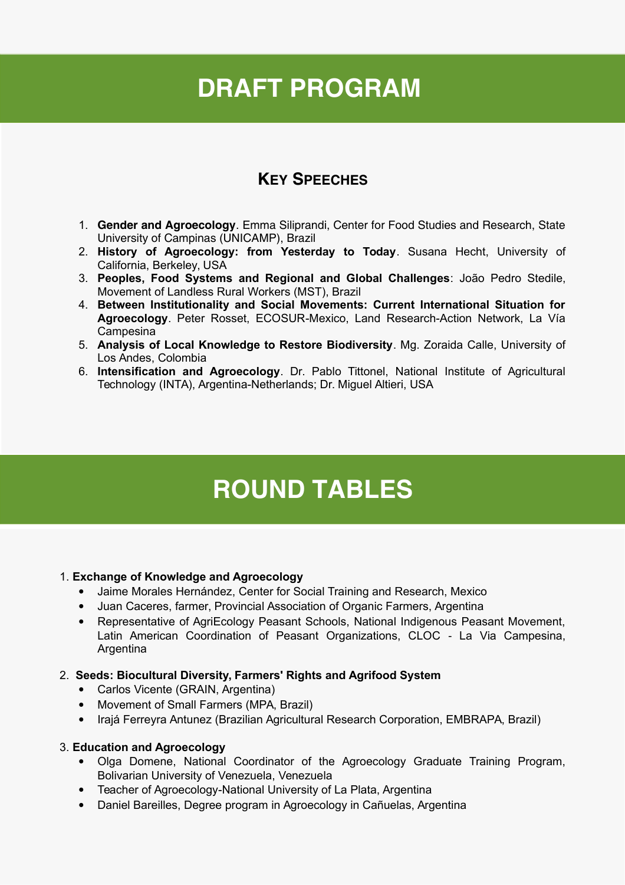# DRAFT PROGRAM

## Key Speeches

1. **Gender and Agroecology**. Emma Siliprandi, Center for Food Studies and Research, State University of Campinas (UNICAMP), Brazil
2. **History of Agroecology: from Yesterday to Today**. Susana Hecht, University of California, Berkeley, USA
3. **Peoples, Food Systems and Regional and Global Challenges**: João Pedro Stedile, Movement of Landless Rural Workers (MST), Brazil
4. **Between Institutionality and Social Movements: Current International Situation for Agroecology**. Peter Rosset, ECOSUR-Mexico, Land Research-Action Network, La Vía Campesina
5. **Analysis of Local Knowledge to Restore Biodiversity**. Mg. Zoraida Calle, University of Los Andes, Colombia
6. **Intensification and Agroecology**. Dr. Pablo Tittonel, National Institute of Agricultural Technology (INTA), Argentina-Netherlands; Dr. Miguel Altieri, USA

# ROUND TABLES

1. **Exchange of Knowledge and Agroecology**
   - Jaime Morales Hernández, Center for Social Training and Research, Mexico
   - Juan Caceres, farmer, Provincial Association of Organic Farmers, Argentina
   - Representative of AgriEcology Peasant Schools, National Indigenous Peasant Movement, Latin American Coordination of Peasant Organizations, CLOC - La Via Campesina, Argentina

2. **Seeds: Biocultural Diversity, Farmers' Rights and Agrifood System**
   - Carlos Vicente (GRAIN, Argentina)
   - Movement of Small Farmers (MPA, Brazil)
   - Irajá Ferreyra Antunez (Brazilian Agricultural Research Corporation, EMBRAPA, Brazil)

3. **Education and Agroecology**
   - Olga Domene, National Coordinator of the Agroecology Graduate Training Program, Bolivarian University of Venezuela, Venezuela
   - Teacher of Agroecology-National University of La Plata, Argentina
   - Daniel Bareilles, Degree program in Agroecology in Cañuelas, Argentina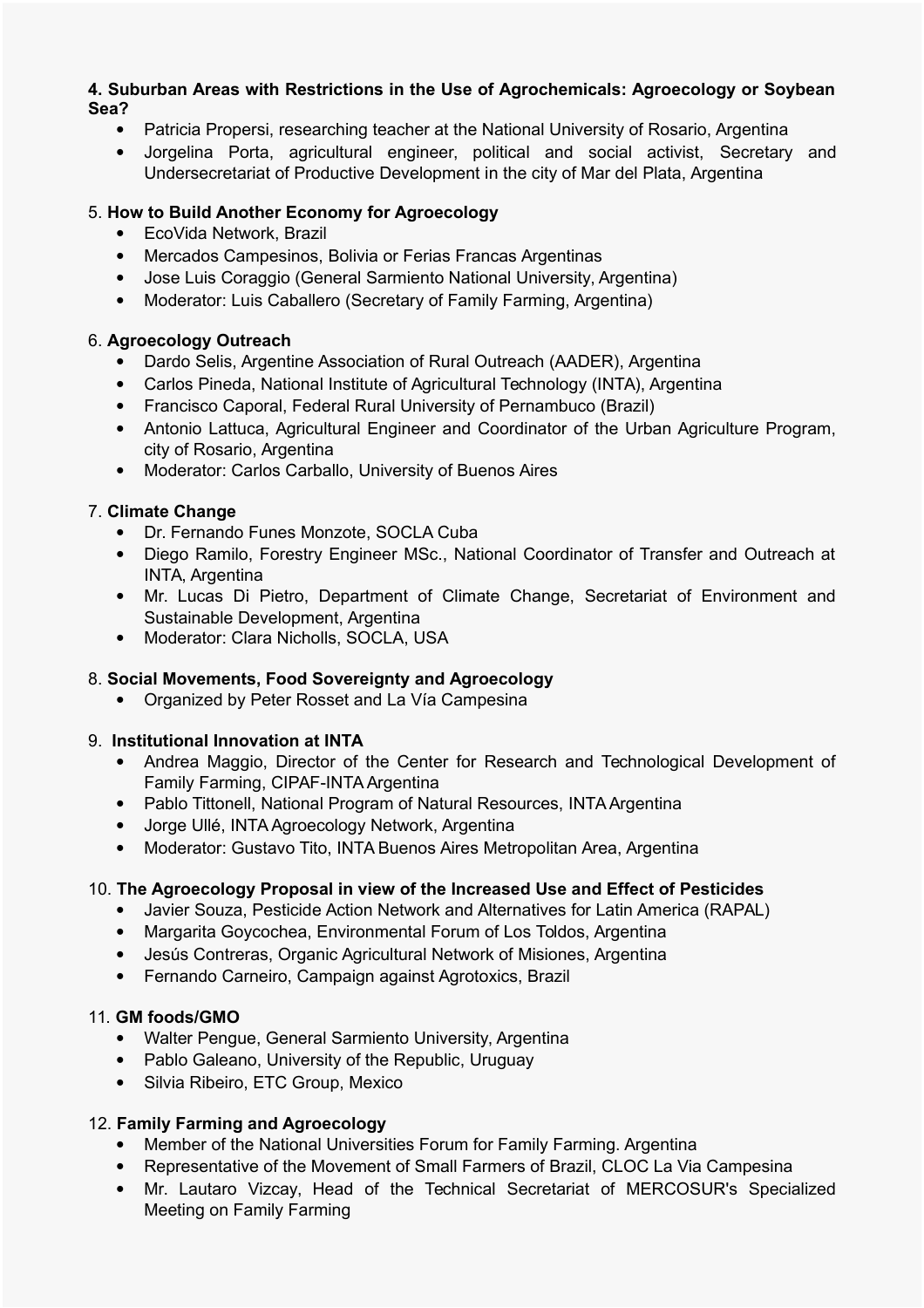**4. Suburban Areas with Restrictions in the Use of Agrochemicals: Agroecology or Soybean Sea?**

- Patricia Propersi, researching teacher at the National University of Rosario, Argentina
- Jorgelina Porta, agricultural engineer, political and social activist, Secretary and Undersecretariat of Productive Development in the city of Mar del Plata, Argentina

5. **How to Build Another Economy for Agroecology**

- EcoVida Network, Brazil
- Mercados Campesinos, Bolivia or Ferias Francas Argentinas
- Jose Luis Coraggio (General Sarmiento National University, Argentina)
- Moderator: Luis Caballero (Secretary of Family Farming, Argentina)

6. **Agroecology Outreach**

- Dardo Selis, Argentine Association of Rural Outreach (AADER), Argentina
- Carlos Pineda, National Institute of Agricultural Technology (INTA), Argentina
- Francisco Caporal, Federal Rural University of Pernambuco (Brazil)
- Antonio Lattuca, Agricultural Engineer and Coordinator of the Urban Agriculture Program, city of Rosario, Argentina
- Moderator: Carlos Carballo, University of Buenos Aires

7. **Climate Change**

- Dr. Fernando Funes Monzote, SOCLA Cuba
- Diego Ramilo, Forestry Engineer MSc., National Coordinator of Transfer and Outreach at INTA, Argentina
- Mr. Lucas Di Pietro, Department of Climate Change, Secretariat of Environment and Sustainable Development, Argentina
- Moderator: Clara Nicholls, SOCLA, USA

8. **Social Movements, Food Sovereignty and Agroecology**

- Organized by Peter Rosset and La Vía Campesina

9. **Institutional Innovation at INTA**

- Andrea Maggio, Director of the Center for Research and Technological Development of Family Farming, CIPAF-INTA Argentina
- Pablo Tittonell, National Program of Natural Resources, INTA Argentina
- Jorge Ullé, INTA Agroecology Network, Argentina
- Moderator: Gustavo Tito, INTA Buenos Aires Metropolitan Area, Argentina

10. **The Agroecology Proposal in view of the Increased Use and Effect of Pesticides**

- Javier Souza, Pesticide Action Network and Alternatives for Latin America (RAPAL)
- Margarita Goycochea, Environmental Forum of Los Toldos, Argentina
- Jesús Contreras, Organic Agricultural Network of Misiones, Argentina
- Fernando Carneiro, Campaign against Agrotoxics, Brazil

11. **GM foods/GMO**

- Walter Pengue, General Sarmiento University, Argentina
- Pablo Galeano, University of the Republic, Uruguay
- Silvia Ribeiro, ETC Group, Mexico

12. **Family Farming and Agroecology**

- Member of the National Universities Forum for Family Farming. Argentina
- Representative of the Movement of Small Farmers of Brazil, CLOC La Via Campesina
- Mr. Lautaro Vizcay, Head of the Technical Secretariat of MERCOSUR's Specialized Meeting on Family Farming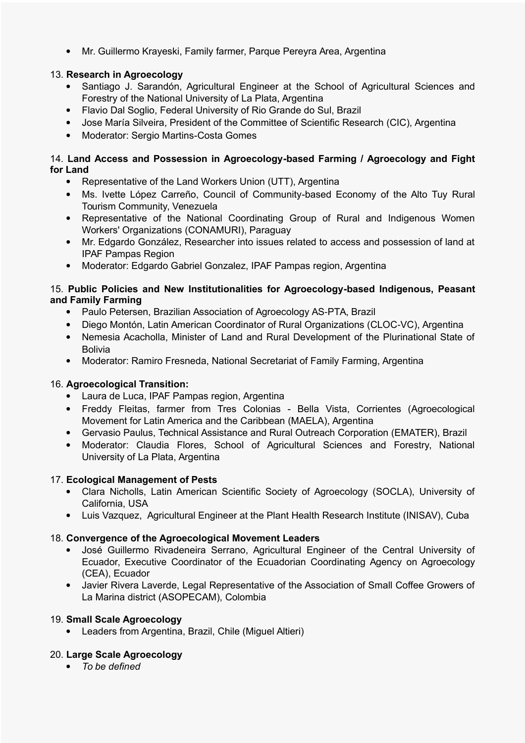- Mr. Guillermo Krayeski, Family farmer, Parque Pereyra Area, Argentina

13. **Research in Agroecology**
    - Santiago J. Sarandón, Agricultural Engineer at the School of Agricultural Sciences and Forestry of the National University of La Plata, Argentina
    - Flavio Dal Soglio, Federal University of Rio Grande do Sul, Brazil
    - Jose María Silveira, President of the Committee of Scientific Research (CIC), Argentina
    - Moderator: Sergio Martins-Costa Gomes

14. **Land Access and Possession in Agroecology-based Farming / Agroecology and Fight for Land**
    - Representative of the Land Workers Union (UTT), Argentina
    - Ms. Ivette López Carreño, Council of Community-based Economy of the Alto Tuy Rural Tourism Community, Venezuela
    - Representative of the National Coordinating Group of Rural and Indigenous Women Workers' Organizations (CONAMURI), Paraguay
    - Mr. Edgardo González, Researcher into issues related to access and possession of land at IPAF Pampas Region
    - Moderator: Edgardo Gabriel Gonzalez, IPAF Pampas region, Argentina

15. **Public Policies and New Institutionalities for Agroecology-based Indigenous, Peasant and Family Farming**
    - Paulo Petersen, Brazilian Association of Agroecology AS-PTA, Brazil
    - Diego Montón, Latin American Coordinator of Rural Organizations (CLOC-VC), Argentina
    - Nemesia Acacholla, Minister of Land and Rural Development of the Plurinational State of Bolivia
    - Moderator: Ramiro Fresneda, National Secretariat of Family Farming, Argentina

16. **Agroecological Transition:**
    - Laura de Luca, IPAF Pampas region, Argentina
    - Freddy Fleitas, farmer from Tres Colonias - Bella Vista, Corrientes (Agroecological Movement for Latin America and the Caribbean (MAELA), Argentina
    - Gervasio Paulus, Technical Assistance and Rural Outreach Corporation (EMATER), Brazil
    - Moderator: Claudia Flores, School of Agricultural Sciences and Forestry, National University of La Plata, Argentina

17. **Ecological Management of Pests**
    - Clara Nicholls, Latin American Scientific Society of Agroecology (SOCLA), University of California, USA
    - Luis Vazquez, Agricultural Engineer at the Plant Health Research Institute (INISAV), Cuba

18. **Convergence of the Agroecological Movement Leaders**
    - José Guillermo Rivadeneira Serrano, Agricultural Engineer of the Central University of Ecuador, Executive Coordinator of the Ecuadorian Coordinating Agency on Agroecology (CEA), Ecuador
    - Javier Rivera Laverde, Legal Representative of the Association of Small Coffee Growers of La Marina district (ASOPECAM), Colombia

19. **Small Scale Agroecology**
    - Leaders from Argentina, Brazil, Chile (Miguel Altieri)

20. **Large Scale Agroecology**
    - *To be defined*